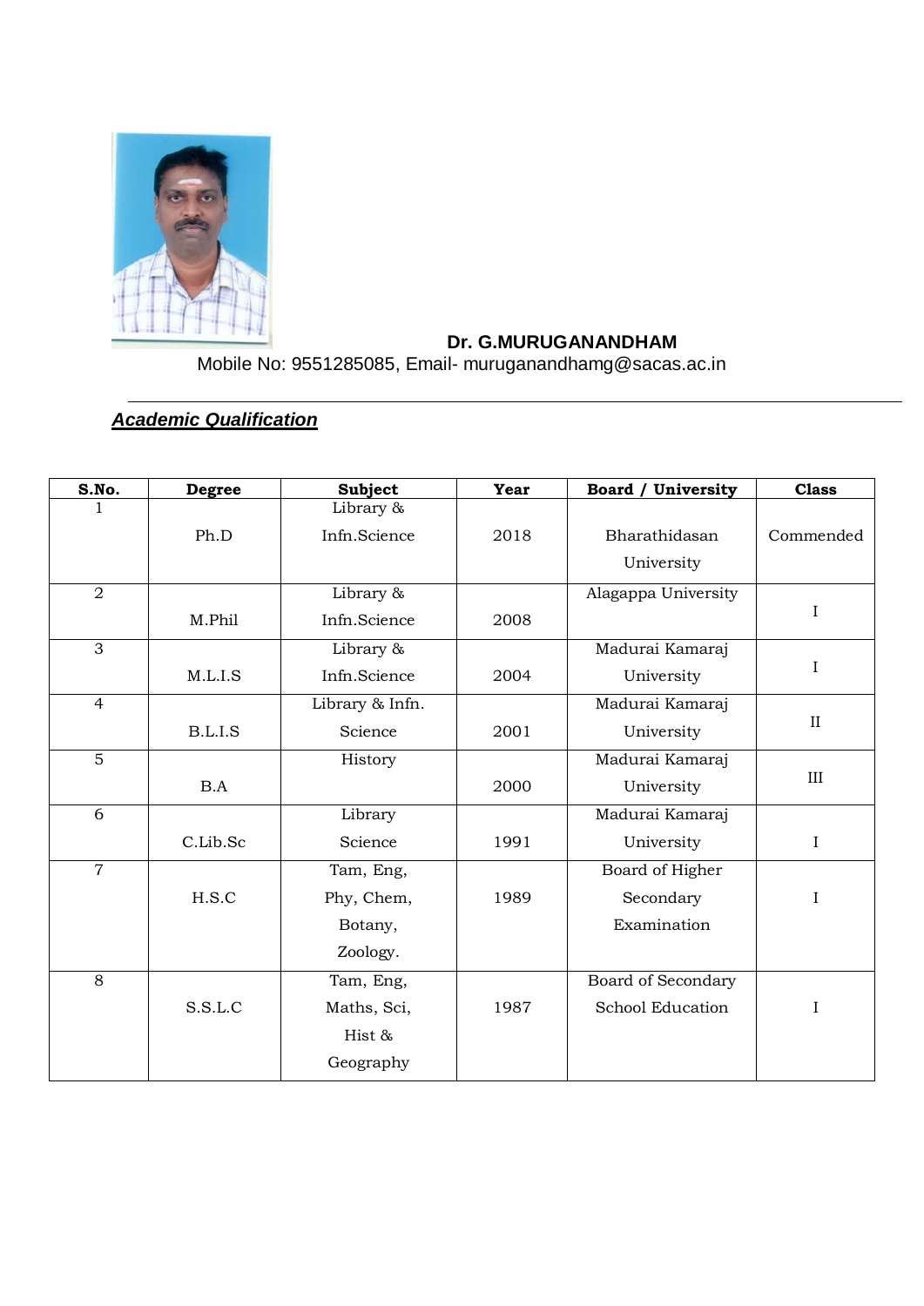**Dr. G.MURUGANANDHAM**

Mobile No: 9551285085, Email- muruganandhamg@sacas.ac.in

---

## ***Academic Qualification***

| S.No. | Degree | Subject | Year | Board / University | Class |
|---|---|---|---|---|---|
| 1 | Ph.D | Library & Infn.Science | 2018 | Bharathidasan University | Commended |
| 2 | M.Phil | Library & Infn.Science | 2008 | Alagappa University | I |
| 3 | M.L.I.S | Library & Infn.Science | 2004 | Madurai Kamaraj University | I |
| 4 | B.L.I.S | Library & Infn. Science | 2001 | Madurai Kamaraj University | II |
| 5 | B.A | History | 2000 | Madurai Kamaraj University | III |
| 6 | C.Lib.Sc | Library Science | 1991 | Madurai Kamaraj University | I |
| 7 | H.S.C | Tam, Eng, Phy, Chem, Botany, Zoology. | 1989 | Board of Higher Secondary Examination | I |
| 8 | S.S.L.C | Tam, Eng, Maths, Sci, Hist & Geography | 1987 | Board of Secondary School Education | I |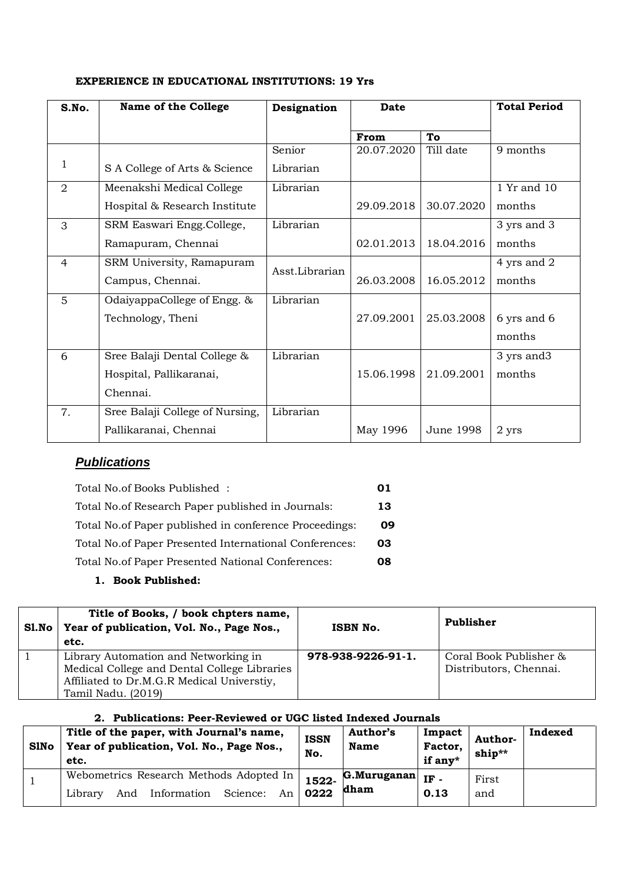**EXPERIENCE IN EDUCATIONAL INSTITUTIONS: 19 Yrs**

| S.No. | Name of the College | Designation | Date | | Total Period |
|---|---|---|---|---|---|
| | | | From | To | |
| 1 | S A College of Arts & Science | Senior Librarian | 20.07.2020 | Till date | 9 months |
| 2 | Meenakshi Medical College Hospital & Research Institute | Librarian | 29.09.2018 | 30.07.2020 | 1 Yr and 10 months |
| 3 | SRM Easwari Engg.College, Ramapuram, Chennai | Librarian | 02.01.2013 | 18.04.2016 | 3 yrs and 3 months |
| 4 | SRM University, Ramapuram Campus, Chennai. | Asst.Librarian | 26.03.2008 | 16.05.2012 | 4 yrs and 2 months |
| 5 | OdaiyappaCollege of Engg. & Technology, Theni | Librarian | 27.09.2001 | 25.03.2008 | 6 yrs and 6 months |
| 6 | Sree Balaji Dental College & Hospital, Pallikaranai, Chennai. | Librarian | 15.06.1998 | 21.09.2001 | 3 yrs and3 months |
| 7. | Sree Balaji College of Nursing, Pallikaranai, Chennai | Librarian | May 1996 | June 1998 | 2 yrs |

## ***Publications***

Total No.of Books Published : **01**

Total No.of Research Paper published in Journals: **13**

Total No.of Paper published in conference Proceedings: **09**

Total No.of Paper Presented International Conferences: **03**

Total No.of Paper Presented National Conferences: **08**

1. **Book Published:**

| Sl.No | Title of Books, / book chpters name, Year of publication, Vol. No., Page Nos., etc. | ISBN No. | Publisher |
|---|---|---|---|
| 1 | Library Automation and Networking in Medical College and Dental College Libraries Affiliated to Dr.M.G.R Medical Universtiy, Tamil Nadu. (2019) | **978-938-9226-91-1.** | Coral Book Publisher & Distributors, Chennai. |

2. **Publications: Peer-Reviewed or UGC listed Indexed Journals**

| SlNo | Title of the paper, with Journal's name, Year of publication, Vol. No., Page Nos., etc. | ISSN No. | Author's Name | Impact Factor, if any* | Author-ship** | Indexed |
|---|---|---|---|---|---|---|
| 1 | Webometrics Research Methods Adopted In Library And Information Science: An | **1522-0222** | **G.Muruganandham** | **IF - 0.13** | First and | |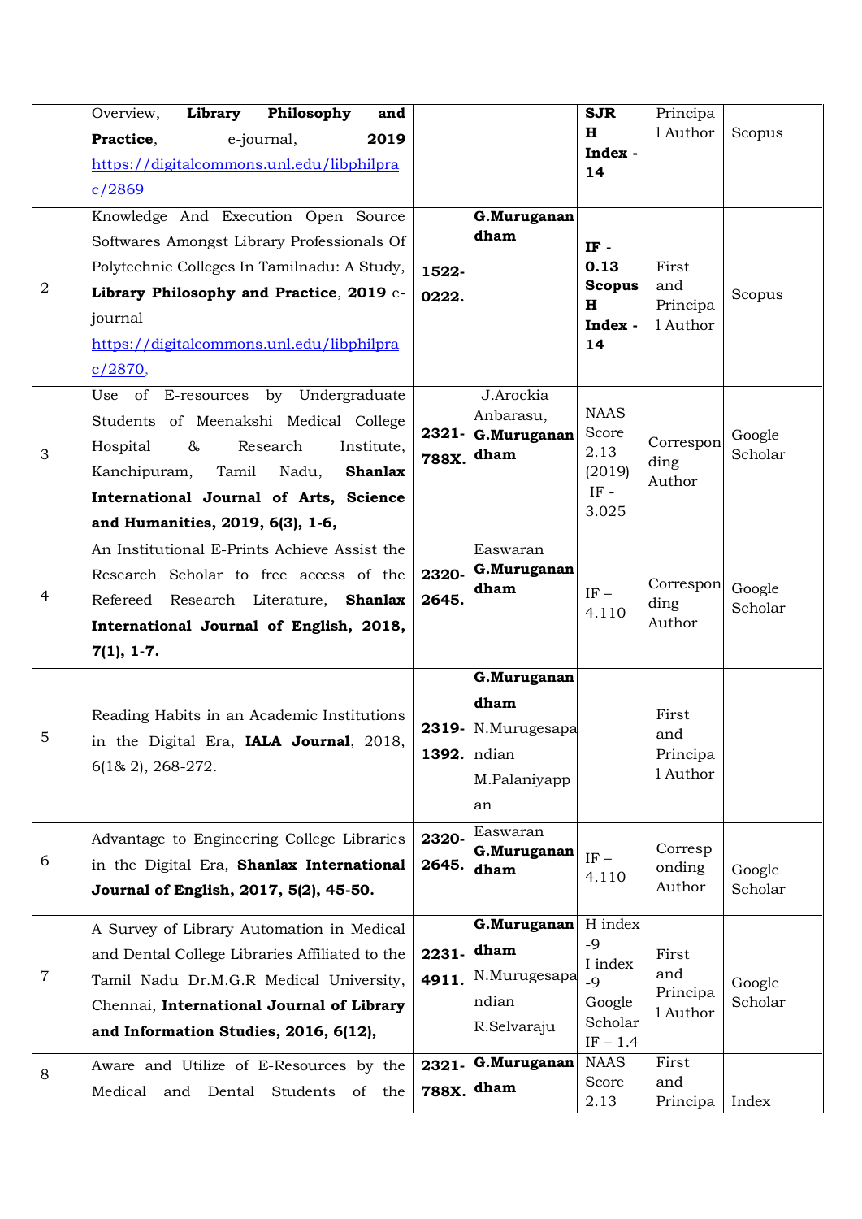| | | | | | | |
|---|---|---|---|---|---|---|
| | Overview, **Library Philosophy and Practice**, e-journal, **2019** https://digitalcommons.unl.edu/libphilprac/2869 | | | **SJR H Index - 14** | Principal Author | Scopus |
| 2 | Knowledge And Execution Open Source Softwares Amongst Library Professionals Of Polytechnic Colleges In Tamilnadu: A Study, **Library Philosophy and Practice**, **2019** e-journal https://digitalcommons.unl.edu/libphilprac/2870, | **1522-0222.** | **G.Muruganandham** | **IF - 0.13 Scopus H Index - 14** | First and Principal Author | Scopus |
| 3 | Use of E-resources by Undergraduate Students of Meenakshi Medical College Hospital & Research Institute, Kanchipuram, Tamil Nadu, **Shanlax International Journal of Arts, Science and Humanities, 2019, 6(3), 1-6,** | **2321-788X.** | J.Arockia Anbarasu, **G.Muruganandham** | NAAS Score 2.13 (2019) IF - 3.025 | Corresponding Author | Google Scholar |
| 4 | An Institutional E-Prints Achieve Assist the Research Scholar to free access of the Refereed Research Literature, **Shanlax International Journal of English, 2018, 7(1), 1-7.** | **2320-2645.** | Easwaran **G.Muruganandham** | IF – 4.110 | Corresponding Author | Google Scholar |
| 5 | Reading Habits in an Academic Institutions in the Digital Era, **IALA Journal**, 2018, 6(1& 2), 268-272. | **2319-1392.** | **G.Muruganandham** N.Murugesapandian M.Palaniyappan | | First and Principal Author | |
| 6 | Advantage to Engineering College Libraries in the Digital Era, **Shanlax International Journal of English, 2017, 5(2), 45-50.** | **2320-2645.** | Easwaran **G.Muruganandham** | IF – 4.110 | Corresponding Author | Google Scholar |
| 7 | A Survey of Library Automation in Medical and Dental College Libraries Affiliated to the Tamil Nadu Dr.M.G.R Medical University, Chennai, **International Journal of Library and Information Studies, 2016, 6(12),** | **2231-4911.** | **G.Muruganandham** N.Murugesapandian R.Selvaraju | H index -9 I index -9 Google Scholar IF – 1.4 | First and Principal Author | Google Scholar |
| 8 | Aware and Utilize of E-Resources by the Medical and Dental Students of the | **2321-788X.** | **G.Muruganandham** | NAAS Score 2.13 | First and Principa | Index |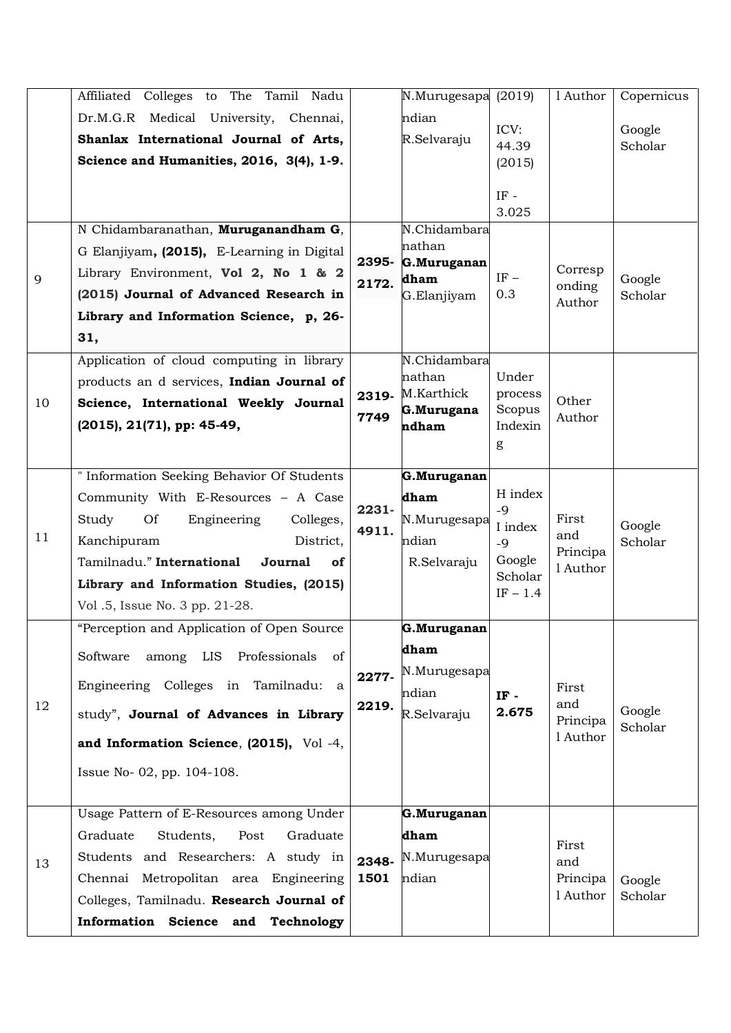|  |  |  |  |  |  |  |
|---|---|---|---|---|---|---|
|  | Affiliated Colleges to The Tamil Nadu Dr.M.G.R Medical University, Chennai, **Shanlax International Journal of Arts, Science and Humanities, 2016, 3(4), 1-9.** |  | N.Murugesapandian R.Selvaraju | (2019) ICV: 44.39 (2015) IF - 3.025 | l Author | Copernicus Google Scholar |
| 9 | N Chidambaranathan, **Muruganandham G**, G Elanjiyam**, (2015),** E-Learning in Digital Library Environment, **Vol 2, No 1 & 2 (2015) Journal of Advanced Research in Library and Information Science, p, 26-31,** | **2395-2172.** | N.Chidambaranathan **G.Muruganandham** G.Elanjiyam | IF – 0.3 | Corresponding Author | Google Scholar |
| 10 | Application of cloud computing in library products an d services, **Indian Journal of Science, International Weekly Journal (2015), 21(71), pp: 45-49,** | **2319-7749** | N.Chidambaranathan M.Karthick **G.Muruganandham** | Under process Scopus Indexing | Other Author |  |
| 11 | " Information Seeking Behavior Of Students Community With E-Resources – A Case Study Of Engineering Colleges, Kanchipuram District, Tamilnadu." **International Journal of Library and Information Studies, (2015)** Vol .5, Issue No. 3 pp. 21-28. | **2231-4911.** | **G.Muruganandham** N.Murugesapandian R.Selvaraju | H index -9 I index -9 Google Scholar IF – 1.4 | First and Principal Author | Google Scholar |
| 12 | "Perception and Application of Open Source Software among LIS Professionals of Engineering Colleges in Tamilnadu: a study", **Journal of Advances in Library and Information Science**, **(2015),** Vol -4, Issue No- 02, pp. 104-108. | **2277-2219.** | **G.Muruganandham** N.Murugesapandian R.Selvaraju | **IF - 2.675** | First and Principal Author | Google Scholar |
| 13 | Usage Pattern of E-Resources among Under Graduate Students, Post Graduate Students and Researchers: A study in Chennai Metropolitan area Engineering Colleges, Tamilnadu. **Research Journal of Information Science and Technology** | **2348-1501** | **G.Muruganandham** N.Murugesapandian |  | First and Principal Author | Google Scholar |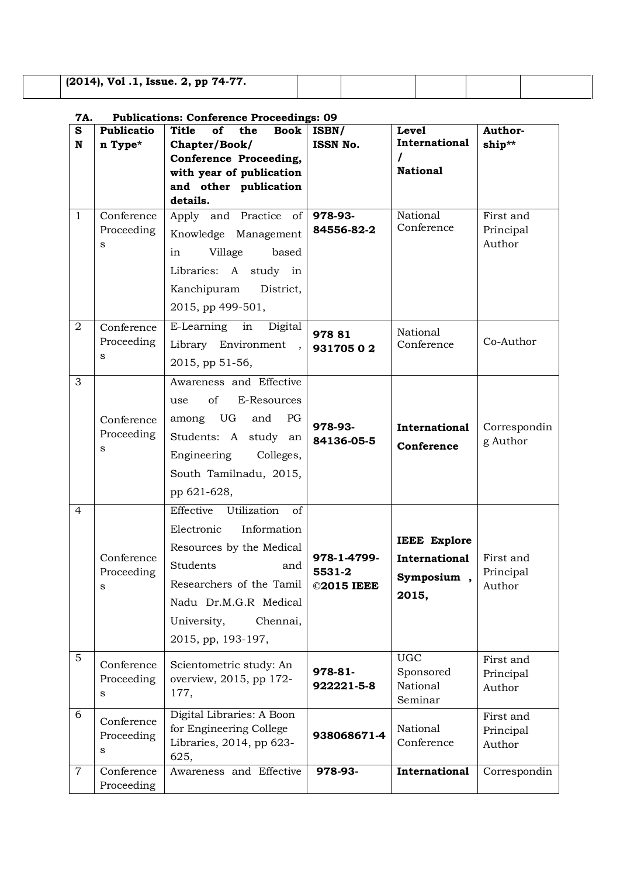| | (2014), Vol .1, Issue. 2, pp 74-77. | | | | | |
|---|---|---|---|---|---|---|

**7A. Publications: Conference Proceedings: 09**

| SN | Publication Type* | Title of the Book Chapter/Book/ Conference Proceeding, with year of publication and other publication details. | ISBN/ ISSN No. | Level International / National | Author-ship** |
|---|---|---|---|---|---|
| 1 | Conference Proceedings | Apply and Practice of Knowledge Management in Village based Libraries: A study in Kanchipuram District, 2015, pp 499-501, | **978-93-84556-82-2** | National Conference | First and Principal Author |
| 2 | Conference Proceedings | E-Learning in Digital Library Environment , 2015, pp 51-56, | **978 81 931705 0 2** | National Conference | Co-Author |
| 3 | Conference Proceedings | Awareness and Effective use of E-Resources among UG and PG Students: A study an Engineering Colleges, South Tamilnadu, 2015, pp 621-628, | **978-93-84136-05-5** | **International Conference** | Corresponding Author |
| 4 | Conference Proceedings | Effective Utilization of Electronic Information Resources by the Medical Students and Researchers of the Tamil Nadu Dr.M.G.R Medical University, Chennai, 2015, pp, 193-197, | **978-1-4799-5531-2 ©2015 IEEE** | **IEEE Explore International Symposium , 2015,** | First and Principal Author |
| 5 | Conference Proceedings | Scientometric study: An overview, 2015, pp 172-177, | **978-81-922221-5-8** | UGC Sponsored National Seminar | First and Principal Author |
| 6 | Conference Proceedings | Digital Libraries: A Boon for Engineering College Libraries, 2014, pp 623-625, | **938068671-4** | National Conference | First and Principal Author |
| 7 | Conference Proceeding | Awareness and Effective | **978-93-** | **International** | Correspondin |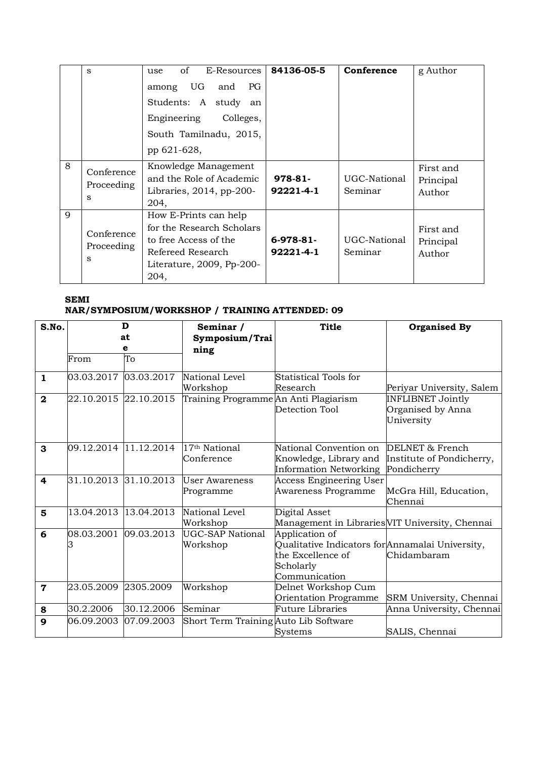|  | s | use of E-Resources among UG and PG Students: A study an Engineering Colleges, South Tamilnadu, 2015, pp 621-628, | **84136-05-5** | **Conference** | g Author |
|---|---|---|---|---|---|
| 8 | Conference Proceedings | Knowledge Management and the Role of Academic Libraries, 2014, pp-200-204, | **978-81-92221-4-1** | UGC-National Seminar | First and Principal Author |
| 9 | Conference Proceedings | How E-Prints can help for the Research Scholars to free Access of the Refereed Research Literature, 2009, Pp-200-204, | **6-978-81-92221-4-1** | UGC-National Seminar | First and Principal Author |

**SEMI NAR/SYMPOSIUM/WORKSHOP / TRAINING ATTENDED: 09**

| S.No. | Date | | Seminar / Symposium/Training | Title | Organised By |
|---|---|---|---|---|---|
| | From | To | | | |
| **1** | 03.03.2017 | 03.03.2017 | National Level Workshop | Statistical Tools for Research | Periyar University, Salem |
| **2** | 22.10.2015 | 22.10.2015 | Training Programme | An Anti Plagiarism Detection Tool | INFLIBNET Jointly Organised by Anna University |
| **3** | 09.12.2014 | 11.12.2014 | 17th National Conference | National Convention on Knowledge, Library and Information Networking | DELNET & French Institute of Pondicherry, Pondicherry |
| **4** | 31.10.2013 | 31.10.2013 | User Awareness Programme | Access Engineering User Awareness Programme | McGra Hill, Education, Chennai |
| **5** | 13.04.2013 | 13.04.2013 | National Level Workshop | Digital Asset Management in Libraries | VIT University, Chennai |
| **6** | 08.03.20013 | 09.03.2013 | UGC-SAP National Workshop | Application of Qualitative Indicators for the Excellence of Scholarly Communication | Annamalai University, Chidambaram |
| **7** | 23.05.2009 | 2305.2009 | Workshop | Delnet Workshop Cum Orientation Programme | SRM University, Chennai |
| **8** | 30.2.2006 | 30.12.2006 | Seminar | Future Libraries | Anna University, Chennai |
| **9** | 06.09.2003 | 07.09.2003 | Short Term Training | Auto Lib Software Systems | SALIS, Chennai |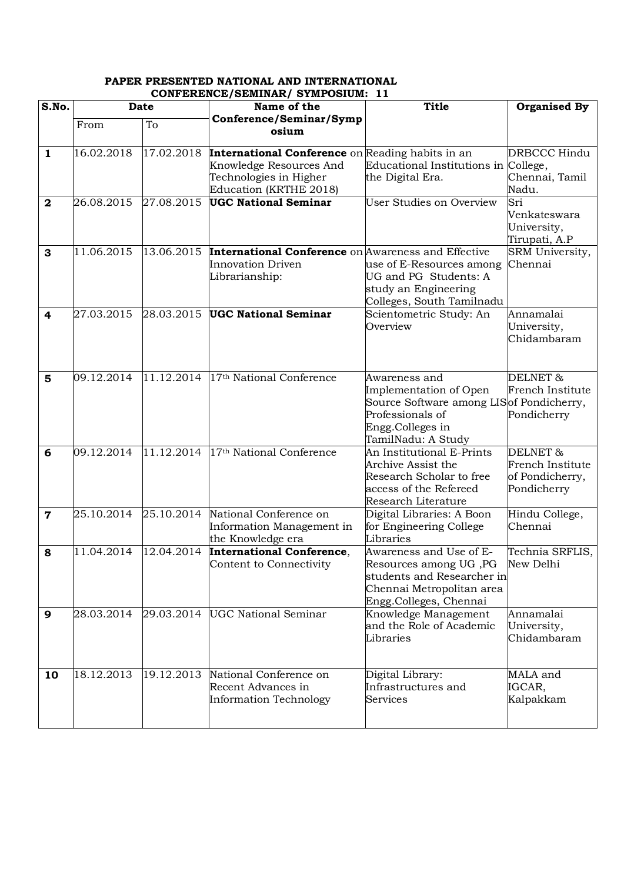**PAPER PRESENTED NATIONAL AND INTERNATIONAL CONFERENCE/SEMINAR/ SYMPOSIUM: 11**

| S.No. | Date | | Name of the Conference/Seminar/Symposium | Title | Organised By |
|---|---|---|---|---|---|
| | From | To | | | |
| **1** | 16.02.2018 | 17.02.2018 | **International Conference** on Knowledge Resources And Technologies in Higher Education (KRTHE 2018) | Reading habits in an Educational Institutions in the Digital Era. | DRBCCC Hindu College, Chennai, Tamil Nadu. |
| **2** | 26.08.2015 | 27.08.2015 | **UGC National Seminar** | User Studies on Overview | Sri Venkateswara University, Tirupati, A.P |
| **3** | 11.06.2015 | 13.06.2015 | **International Conference** on Innovation Driven Librarianship: | Awareness and Effective use of E-Resources among UG and PG Students: A study an Engineering Colleges, South Tamilnadu | SRM University, Chennai |
| **4** | 27.03.2015 | 28.03.2015 | **UGC National Seminar** | Scientometric Study: An Overview | Annamalai University, Chidambaram |
| **5** | 09.12.2014 | 11.12.2014 | 17th National Conference | Awareness and Implementation of Open Source Software among LIS Professionals of Engg.Colleges in TamilNadu: A Study | DELNET & French Institute of Pondicherry, Pondicherry |
| **6** | 09.12.2014 | 11.12.2014 | 17th National Conference | An Institutional E-Prints Archive Assist the Research Scholar to free access of the Refereed Research Literature | DELNET & French Institute of Pondicherry, Pondicherry |
| **7** | 25.10.2014 | 25.10.2014 | National Conference on Information Management in the Knowledge era | Digital Libraries: A Boon for Engineering College Libraries | Hindu College, Chennai |
| **8** | 11.04.2014 | 12.04.2014 | **International Conference**, Content to Connectivity | Awareness and Use of E-Resources among UG ,PG students and Researcher in Chennai Metropolitan area Engg.Colleges, Chennai | Technia SRFLIS, New Delhi |
| **9** | 28.03.2014 | 29.03.2014 | UGC National Seminar | Knowledge Management and the Role of Academic Libraries | Annamalai University, Chidambaram |
| **10** | 18.12.2013 | 19.12.2013 | National Conference on Recent Advances in Information Technology | Digital Library: Infrastructures and Services | MALA and IGCAR, Kalpakkam |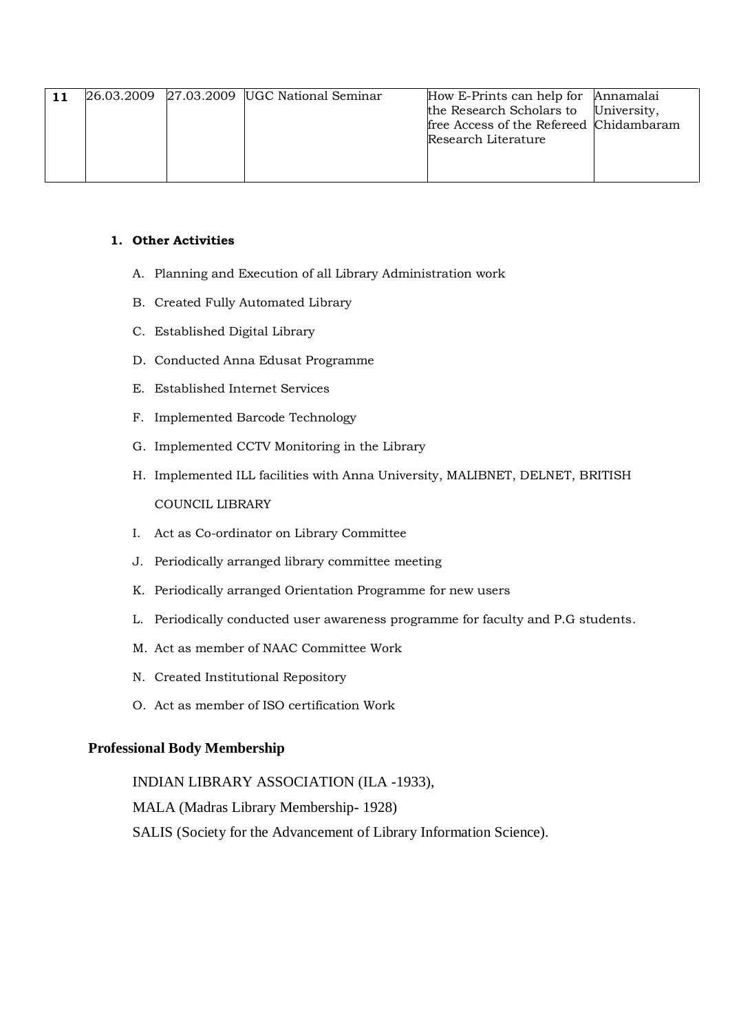| 11 | 26.03.2009 | 27.03.2009 | UGC National Seminar | How E-Prints can help for the Research Scholars to free Access of the Refereed Research Literature | Annamalai University, Chidambaram |
|---|---|---|---|---|---|

1. **Other Activities**

   A. Planning and Execution of all Library Administration work

   B. Created Fully Automated Library

   C. Established Digital Library

   D. Conducted Anna Edusat Programme

   E. Established Internet Services

   F. Implemented Barcode Technology

   G. Implemented CCTV Monitoring in the Library

   H. Implemented ILL facilities with Anna University, MALIBNET, DELNET, BRITISH COUNCIL LIBRARY

   I. Act as Co-ordinator on Library Committee

   J. Periodically arranged library committee meeting

   K. Periodically arranged Orientation Programme for new users

   L. Periodically conducted user awareness programme for faculty and P.G students.

   M. Act as member of NAAC Committee Work

   N. Created Institutional Repository

   O. Act as member of ISO certification Work

**Professional Body Membership**

INDIAN LIBRARY ASSOCIATION (ILA -1933),

MALA (Madras Library Membership- 1928)

SALIS (Society for the Advancement of Library Information Science).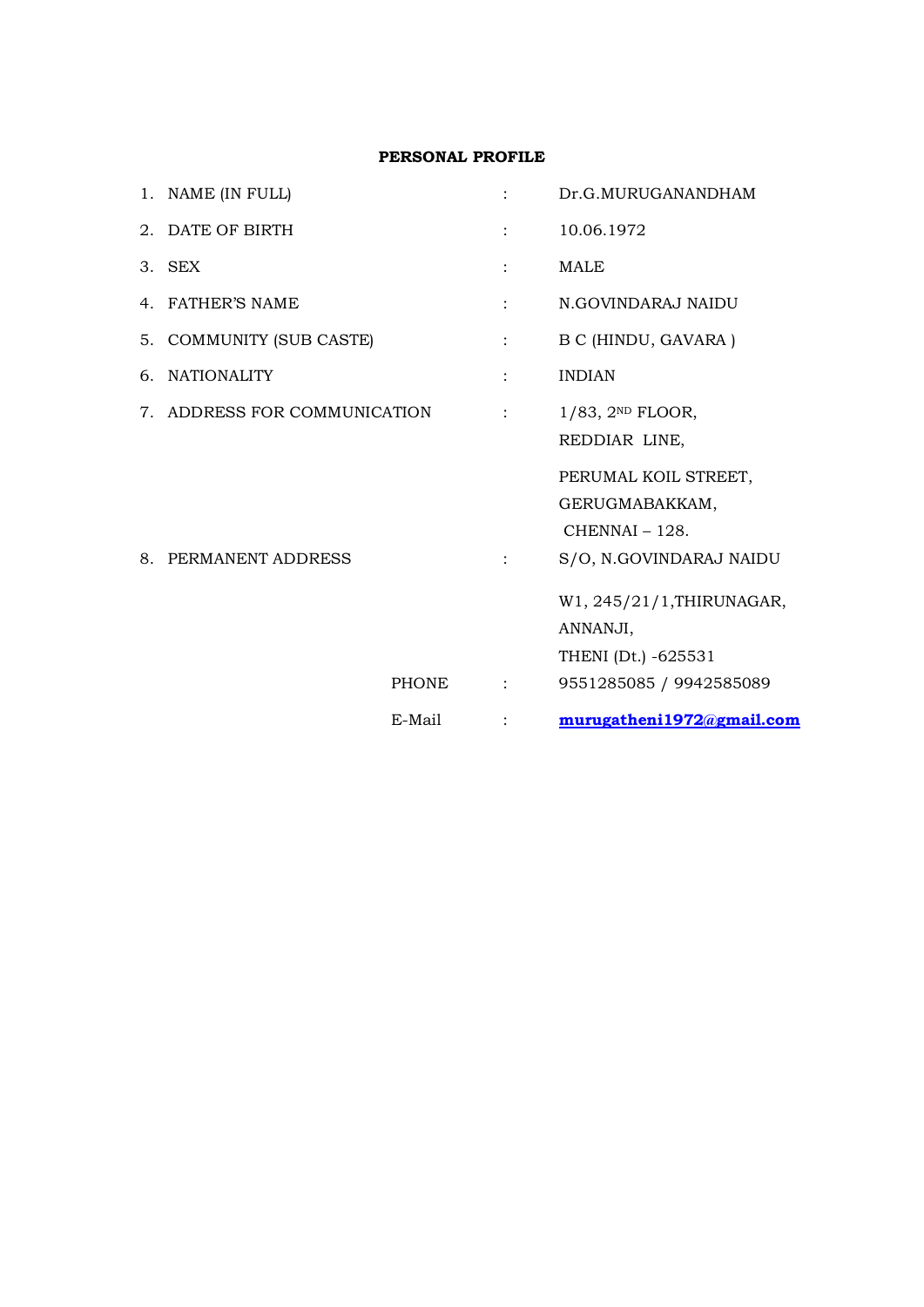**PERSONAL PROFILE**

| | | | |
|---|---|---|---|
| 1. | NAME (IN FULL) | : | Dr.G.MURUGANANDHAM |
| 2. | DATE OF BIRTH | : | 10.06.1972 |
| 3. | SEX | : | MALE |
| 4. | FATHER'S NAME | : | N.GOVINDARAJ NAIDU |
| 5. | COMMUNITY (SUB CASTE) | : | B C (HINDU, GAVARA ) |
| 6. | NATIONALITY | : | INDIAN |
| 7. | ADDRESS FOR COMMUNICATION | : | 1/83, 2ND FLOOR,<br>REDDIAR LINE,<br>PERUMAL KOIL STREET,<br>GERUGMABAKKAM,<br>CHENNAI – 128. |
| 8. | PERMANENT ADDRESS | : | S/O, N.GOVINDARAJ NAIDU<br>W1, 245/21/1,THIRUNAGAR,<br>ANNANJI,<br>THENI (Dt.) -625531 |
| | PHONE | : | 9551285085 / 9942585089 |
| | E-Mail | : | **murugatheni1972@gmail.com** |